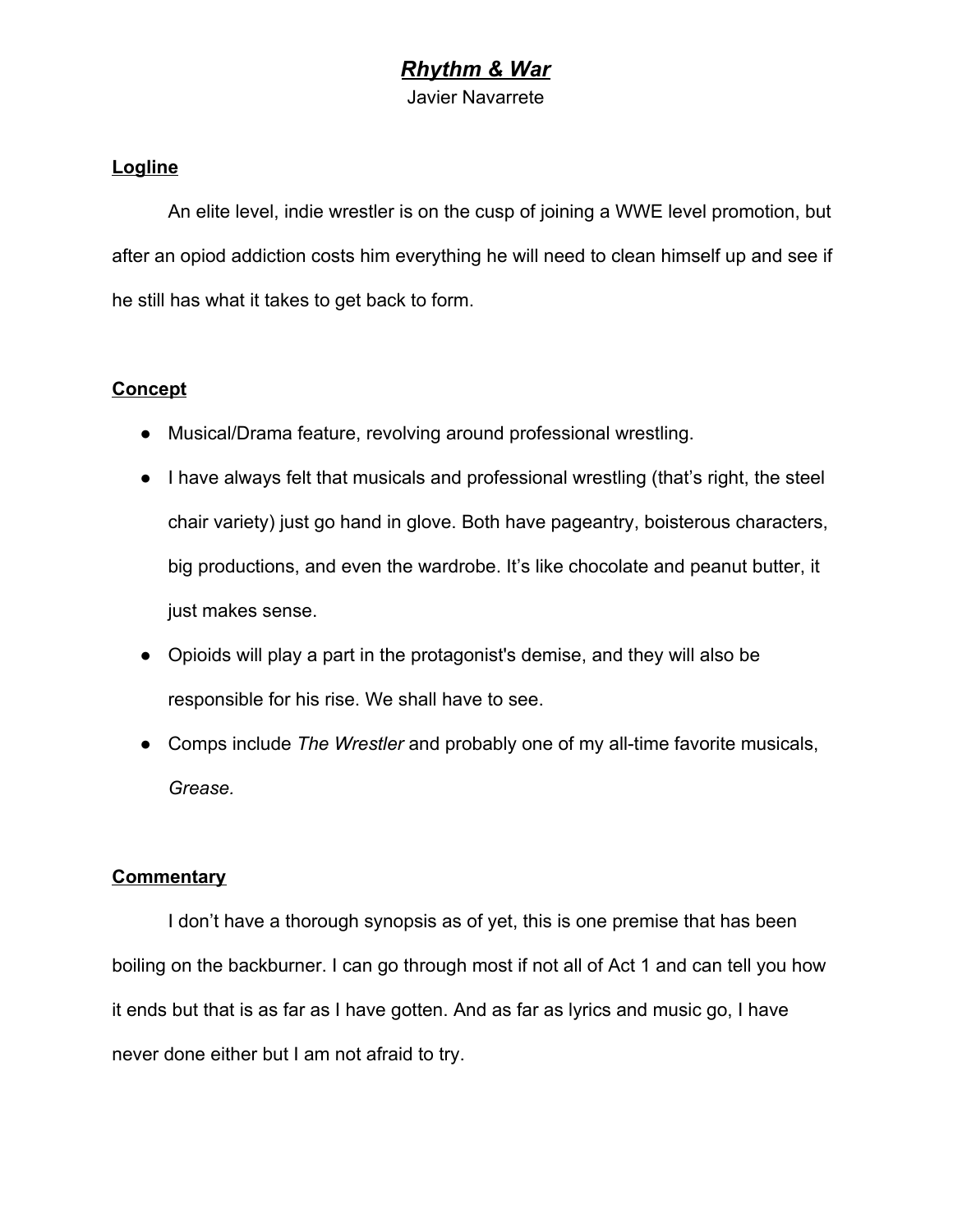# ***Rhythm & War***

Javier Navarrete

## Logline

An elite level, indie wrestler is on the cusp of joining a WWE level promotion, but after an opiod addiction costs him everything he will need to clean himself up and see if he still has what it takes to get back to form.

## Concept

- Musical/Drama feature, revolving around professional wrestling.
- I have always felt that musicals and professional wrestling (that's right, the steel chair variety) just go hand in glove. Both have pageantry, boisterous characters, big productions, and even the wardrobe. It's like chocolate and peanut butter, it just makes sense.
- Opioids will play a part in the protagonist's demise, and they will also be responsible for his rise. We shall have to see.
- Comps include *The Wrestler* and probably one of my all-time favorite musicals, *Grease.*

## Commentary

I don't have a thorough synopsis as of yet, this is one premise that has been boiling on the backburner. I can go through most if not all of Act 1 and can tell you how it ends but that is as far as I have gotten. And as far as lyrics and music go, I have never done either but I am not afraid to try.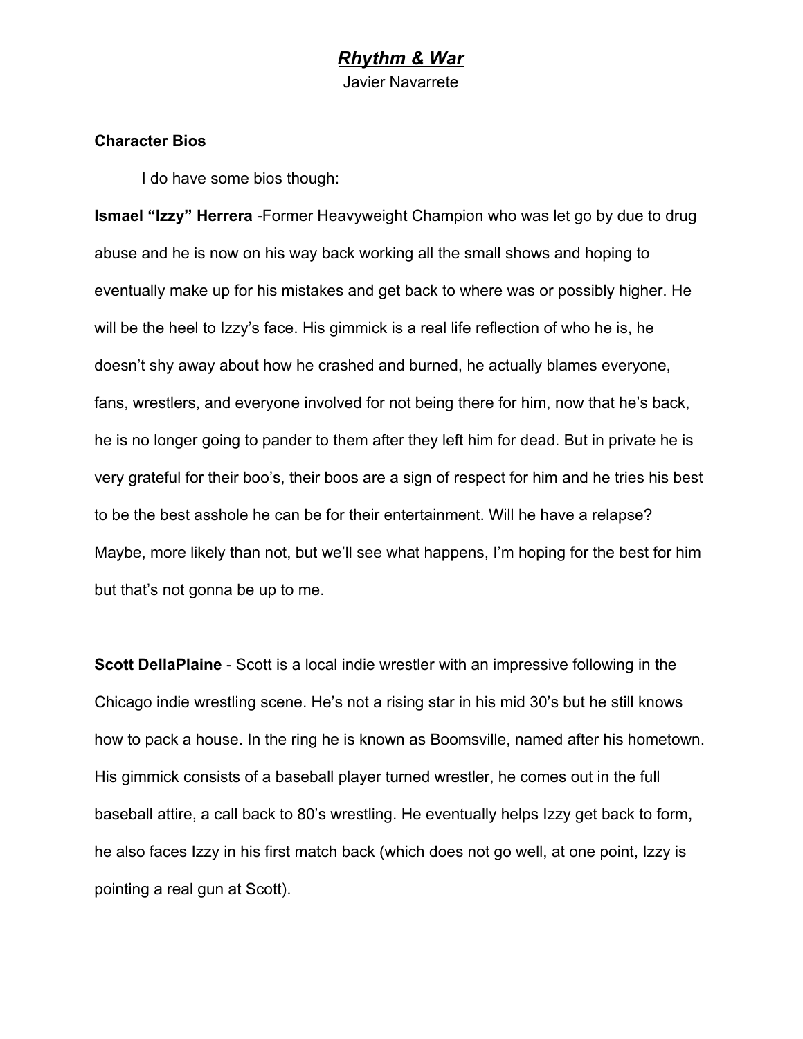# *Rhythm & War*

Javier Navarrete

**Character Bios**

I do have some bios though:

**Ismael "Izzy" Herrera** -Former Heavyweight Champion who was let go by due to drug abuse and he is now on his way back working all the small shows and hoping to eventually make up for his mistakes and get back to where was or possibly higher. He will be the heel to Izzy's face. His gimmick is a real life reflection of who he is, he doesn't shy away about how he crashed and burned, he actually blames everyone, fans, wrestlers, and everyone involved for not being there for him, now that he's back, he is no longer going to pander to them after they left him for dead. But in private he is very grateful for their boo's, their boos are a sign of respect for him and he tries his best to be the best asshole he can be for their entertainment. Will he have a relapse? Maybe, more likely than not, but we'll see what happens, I'm hoping for the best for him but that's not gonna be up to me.

**Scott DellaPlaine** - Scott is a local indie wrestler with an impressive following in the Chicago indie wrestling scene. He's not a rising star in his mid 30's but he still knows how to pack a house. In the ring he is known as Boomsville, named after his hometown. His gimmick consists of a baseball player turned wrestler, he comes out in the full baseball attire, a call back to 80's wrestling. He eventually helps Izzy get back to form, he also faces Izzy in his first match back (which does not go well, at one point, Izzy is pointing a real gun at Scott).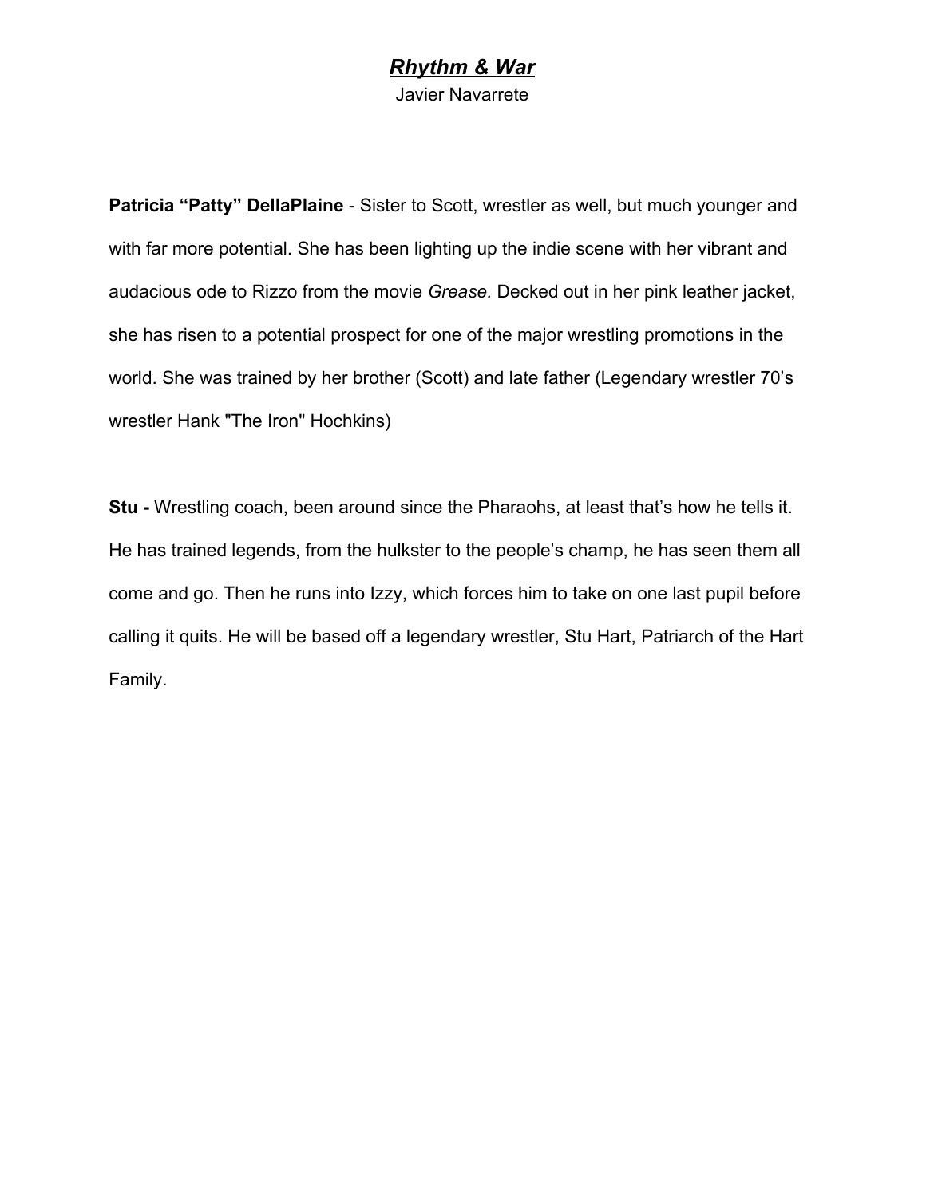# ***Rhythm & War***

Javier Navarrete

**Patricia "Patty" DellaPlaine** - Sister to Scott, wrestler as well, but much younger and with far more potential. She has been lighting up the indie scene with her vibrant and audacious ode to Rizzo from the movie *Grease.* Decked out in her pink leather jacket, she has risen to a potential prospect for one of the major wrestling promotions in the world. She was trained by her brother (Scott) and late father (Legendary wrestler 70's wrestler Hank "The Iron" Hochkins)

**Stu -** Wrestling coach, been around since the Pharaohs, at least that's how he tells it. He has trained legends, from the hulkster to the people's champ, he has seen them all come and go. Then he runs into Izzy, which forces him to take on one last pupil before calling it quits. He will be based off a legendary wrestler, Stu Hart, Patriarch of the Hart Family.